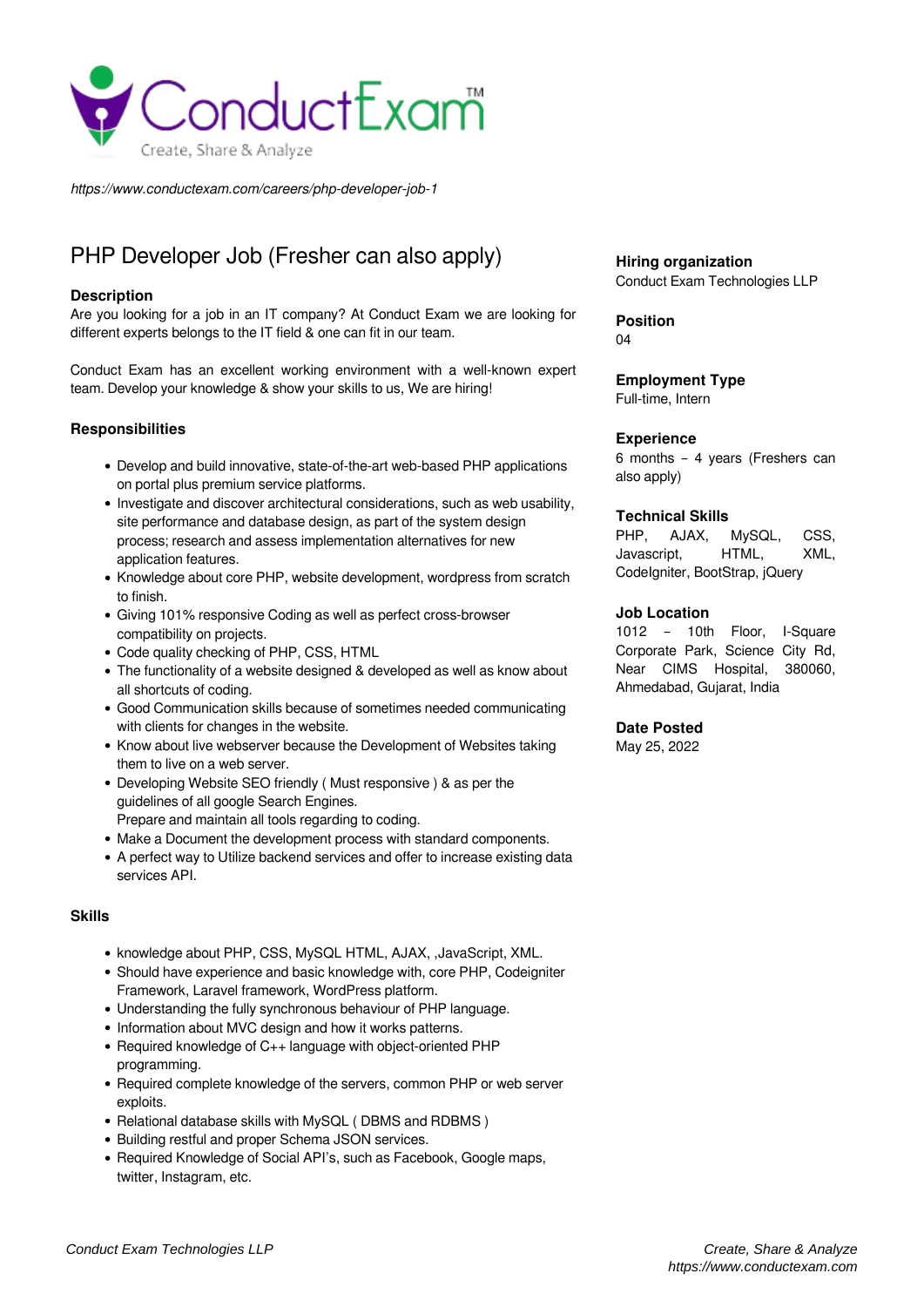ConductExam™
Create, Share & Analyze

*https://www.conductexam.com/careers/php-developer-job-1*

# PHP Developer Job (Fresher can also apply)

**Description**
Are you looking for a job in an IT company? At Conduct Exam we are looking for different experts belongs to the IT field & one can fit in our team.

Conduct Exam has an excellent working environment with a well-known expert team. Develop your knowledge & show your skills to us, We are hiring!

**Responsibilities**

- Develop and build innovative, state-of-the-art web-based PHP applications on portal plus premium service platforms.
- Investigate and discover architectural considerations, such as web usability, site performance and database design, as part of the system design process; research and assess implementation alternatives for new application features.
- Knowledge about core PHP, website development, wordpress from scratch to finish.
- Giving 101% responsive Coding as well as perfect cross-browser compatibility on projects.
- Code quality checking of PHP, CSS, HTML
- The functionality of a website designed & developed as well as know about all shortcuts of coding.
- Good Communication skills because of sometimes needed communicating with clients for changes in the website.
- Know about live webserver because the Development of Websites taking them to live on a web server.
- Developing Website SEO friendly ( Must responsive ) & as per the guidelines of all google Search Engines.
  Prepare and maintain all tools regarding to coding.
- Make a Document the development process with standard components.
- A perfect way to Utilize backend services and offer to increase existing data services API.

**Skills**

- knowledge about PHP, CSS, MySQL HTML, AJAX, ,JavaScript, XML.
- Should have experience and basic knowledge with, core PHP, Codeigniter Framework, Laravel framework, WordPress platform.
- Understanding the fully synchronous behaviour of PHP language.
- Information about MVC design and how it works patterns.
- Required knowledge of C++ language with object-oriented PHP programming.
- Required complete knowledge of the servers, common PHP or web server exploits.
- Relational database skills with MySQL ( DBMS and RDBMS )
- Building restful and proper Schema JSON services.
- Required Knowledge of Social API's, such as Facebook, Google maps, twitter, Instagram, etc.

**Hiring organization**
Conduct Exam Technologies LLP

**Position**
04

**Employment Type**
Full-time, Intern

**Experience**
6 months – 4 years (Freshers can also apply)

**Technical Skills**
PHP, AJAX, MySQL, CSS, Javascript, HTML, XML, CodeIgniter, BootStrap, jQuery

**Job Location**
1012 – 10th Floor, I-Square Corporate Park, Science City Rd, Near CIMS Hospital, 380060, Ahmedabad, Gujarat, India

**Date Posted**
May 25, 2022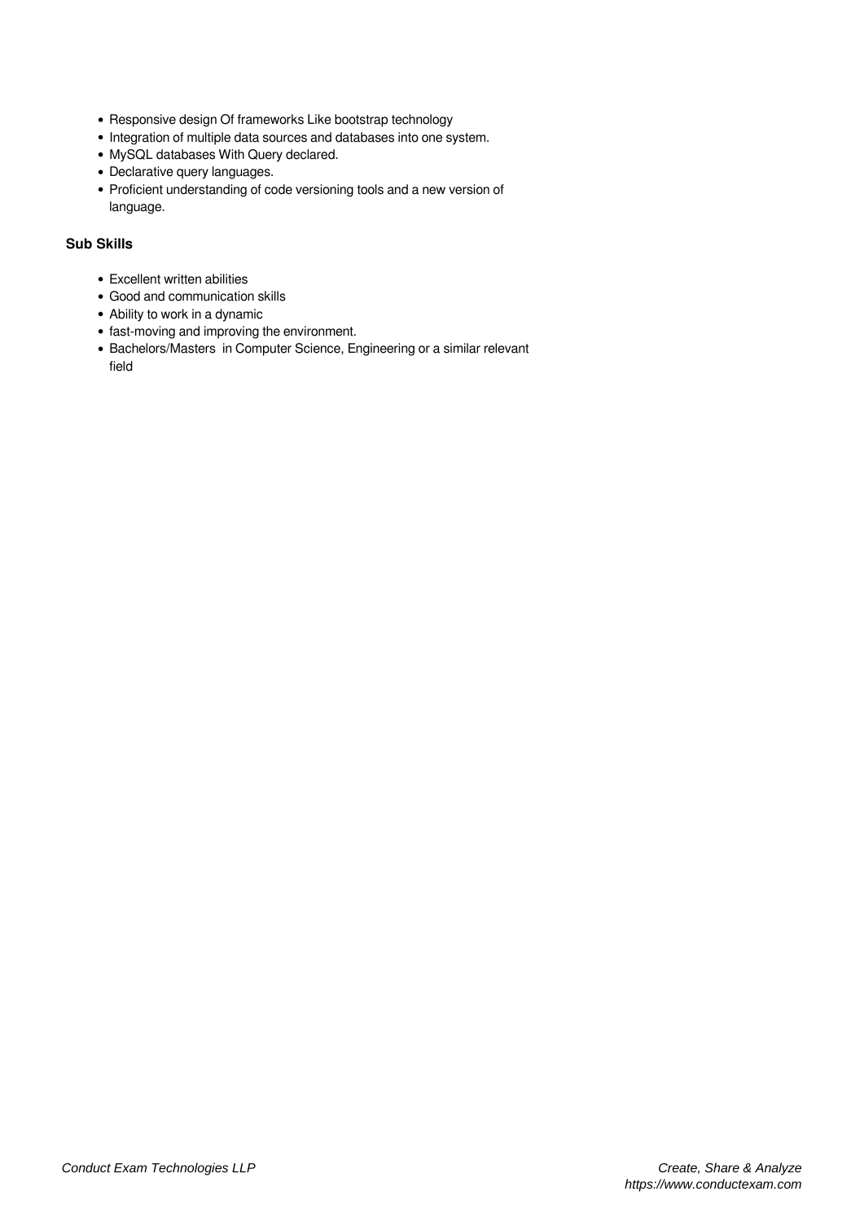- Responsive design Of frameworks Like bootstrap technology
- Integration of multiple data sources and databases into one system.
- MySQL databases With Query declared.
- Declarative query languages.
- Proficient understanding of code versioning tools and a new version of language.

**Sub Skills**

- Excellent written abilities
- Good and communication skills
- Ability to work in a dynamic
- fast-moving and improving the environment.
- Bachelors/Masters in Computer Science, Engineering or a similar relevant field